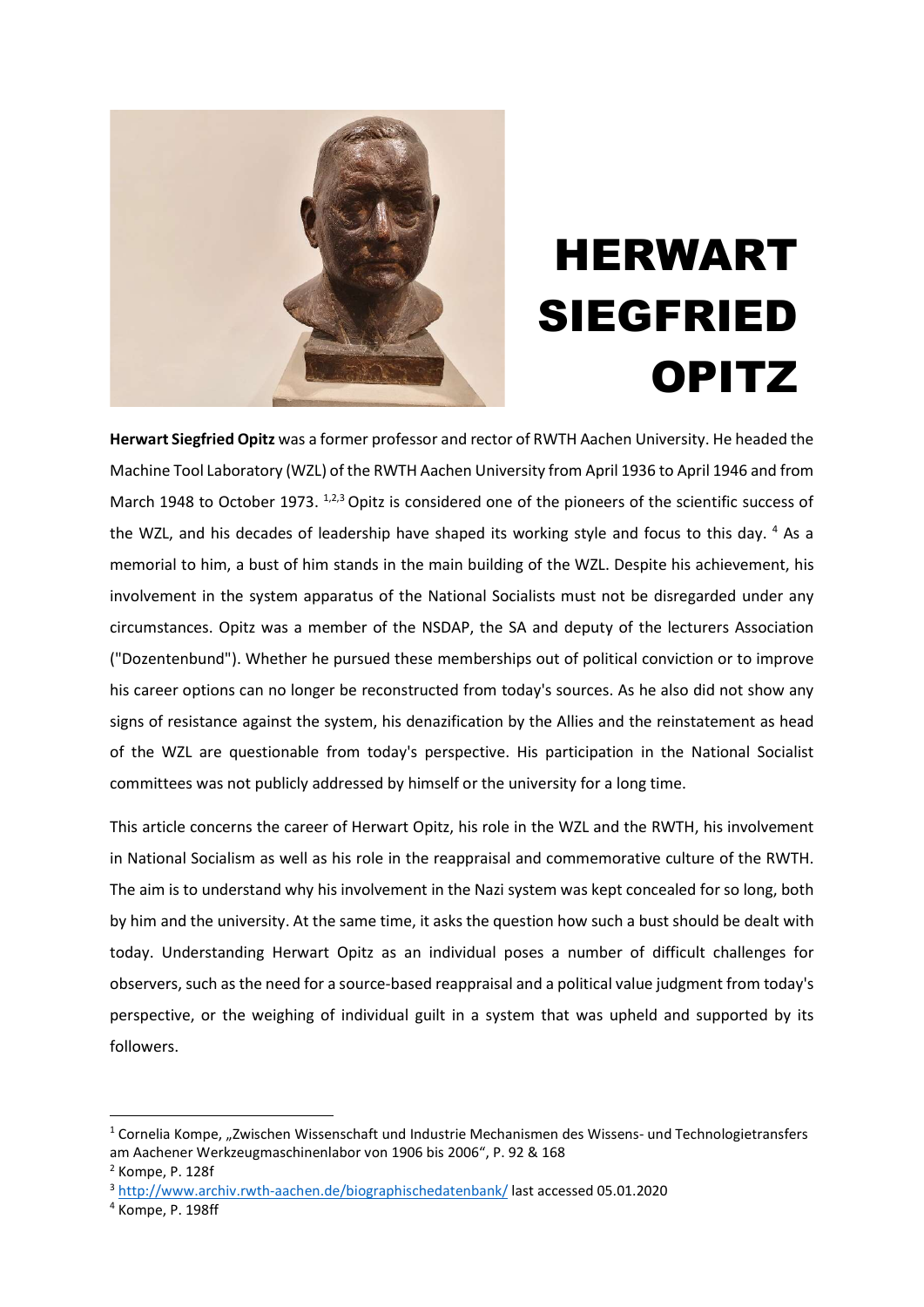# HERWART SIEGFRIED OPITZ

**Herwart Siegfried Opitz** was a former professor and rector of RWTH Aachen University. He headed the Machine Tool Laboratory (WZL) of the RWTH Aachen University from April 1936 to April 1946 and from March 1948 to October 1973. [1,2,3] Opitz is considered one of the pioneers of the scientific success of the WZL, and his decades of leadership have shaped its working style and focus to this day. [4] As a memorial to him, a bust of him stands in the main building of the WZL. Despite his achievement, his involvement in the system apparatus of the National Socialists must not be disregarded under any circumstances. Opitz was a member of the NSDAP, the SA and deputy of the lecturers Association ("Dozentenbund"). Whether he pursued these memberships out of political conviction or to improve his career options can no longer be reconstructed from today's sources. As he also did not show any signs of resistance against the system, his denazification by the Allies and the reinstatement as head of the WZL are questionable from today's perspective. His participation in the National Socialist committees was not publicly addressed by himself or the university for a long time.

This article concerns the career of Herwart Opitz, his role in the WZL and the RWTH, his involvement in National Socialism as well as his role in the reappraisal and commemorative culture of the RWTH. The aim is to understand why his involvement in the Nazi system was kept concealed for so long, both by him and the university. At the same time, it asks the question how such a bust should be dealt with today. Understanding Herwart Opitz as an individual poses a number of difficult challenges for observers, such as the need for a source-based reappraisal and a political value judgment from today's perspective, or the weighing of individual guilt in a system that was upheld and supported by its followers.

---

[1] Cornelia Kompe, „Zwischen Wissenschaft und Industrie Mechanismen des Wissens- und Technologietransfers am Aachener Werkzeugmaschinenlabor von 1906 bis 2006", P. 92 & 168

[2] Kompe, P. 128f

[3] http://www.archiv.rwth-aachen.de/biographischedatenbank/ last accessed 05.01.2020

[4] Kompe, P. 198ff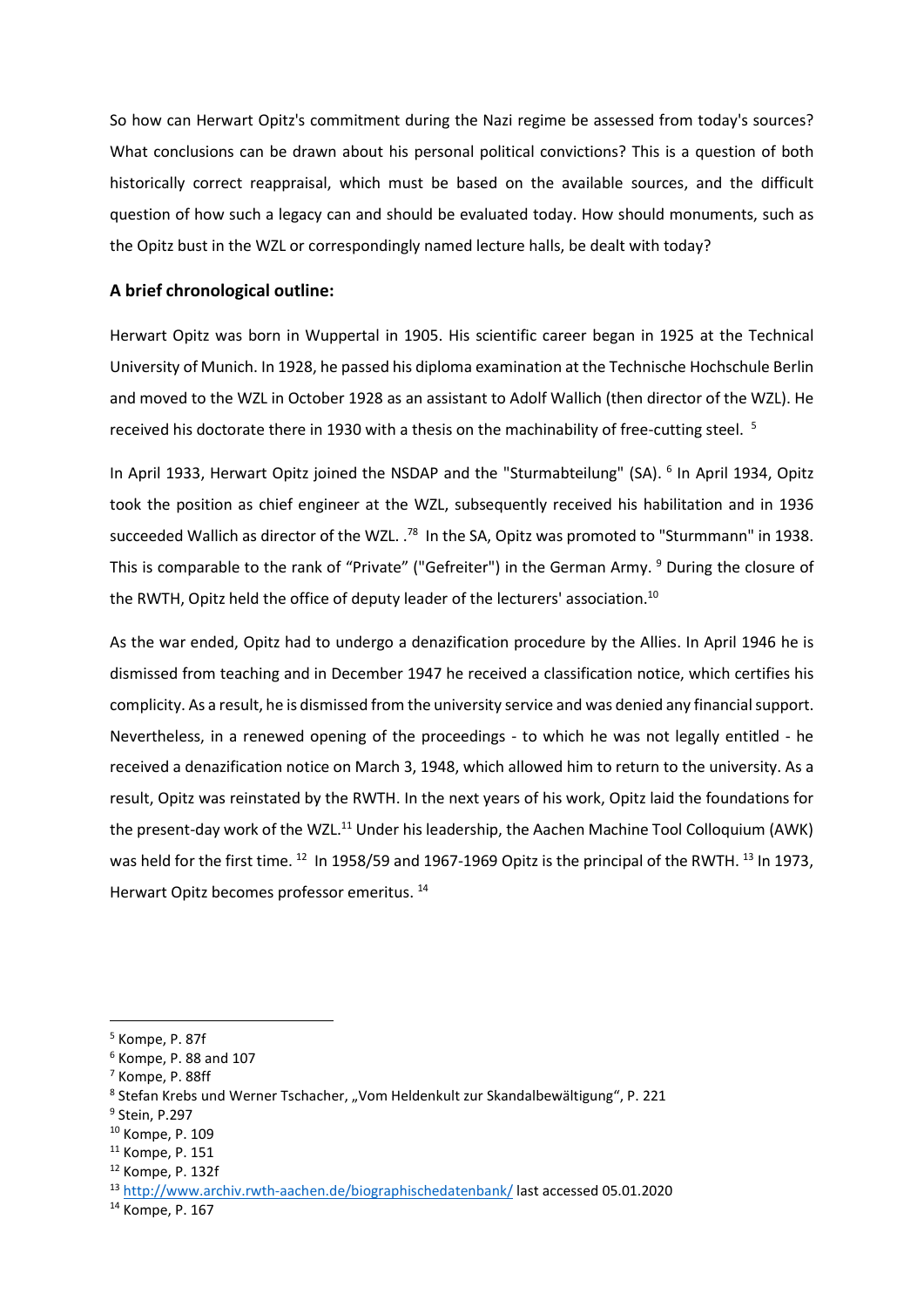So how can Herwart Opitz's commitment during the Nazi regime be assessed from today's sources? What conclusions can be drawn about his personal political convictions? This is a question of both historically correct reappraisal, which must be based on the available sources, and the difficult question of how such a legacy can and should be evaluated today. How should monuments, such as the Opitz bust in the WZL or correspondingly named lecture halls, be dealt with today?

### A brief chronological outline:

Herwart Opitz was born in Wuppertal in 1905. His scientific career began in 1925 at the Technical University of Munich. In 1928, he passed his diploma examination at the Technische Hochschule Berlin and moved to the WZL in October 1928 as an assistant to Adolf Wallich (then director of the WZL). He received his doctorate there in 1930 with a thesis on the machinability of free-cutting steel. [5]

In April 1933, Herwart Opitz joined the NSDAP and the "Sturmabteilung" (SA). [6] In April 1934, Opitz took the position as chief engineer at the WZL, subsequently received his habilitation and in 1936 succeeded Wallich as director of the WZL. .[7][8] In the SA, Opitz was promoted to "Sturmmann" in 1938. This is comparable to the rank of "Private" ("Gefreiter") in the German Army. [9] During the closure of the RWTH, Opitz held the office of deputy leader of the lecturers' association.[10]

As the war ended, Opitz had to undergo a denazification procedure by the Allies. In April 1946 he is dismissed from teaching and in December 1947 he received a classification notice, which certifies his complicity. As a result, he is dismissed from the university service and was denied any financial support. Nevertheless, in a renewed opening of the proceedings - to which he was not legally entitled - he received a denazification notice on March 3, 1948, which allowed him to return to the university. As a result, Opitz was reinstated by the RWTH. In the next years of his work, Opitz laid the foundations for the present-day work of the WZL.[11] Under his leadership, the Aachen Machine Tool Colloquium (AWK) was held for the first time. [12] In 1958/59 and 1967-1969 Opitz is the principal of the RWTH. [13] In 1973, Herwart Opitz becomes professor emeritus. [14]

---

[5] Kompe, P. 87f

[6] Kompe, P. 88 and 107

[7] Kompe, P. 88ff

[8] Stefan Krebs und Werner Tschacher, „Vom Heldenkult zur Skandalbewältigung", P. 221

[9] Stein, P.297

[10] Kompe, P. 109

[11] Kompe, P. 151

[12] Kompe, P. 132f

[13] http://www.archiv.rwth-aachen.de/biographischedatenbank/ last accessed 05.01.2020

[14] Kompe, P. 167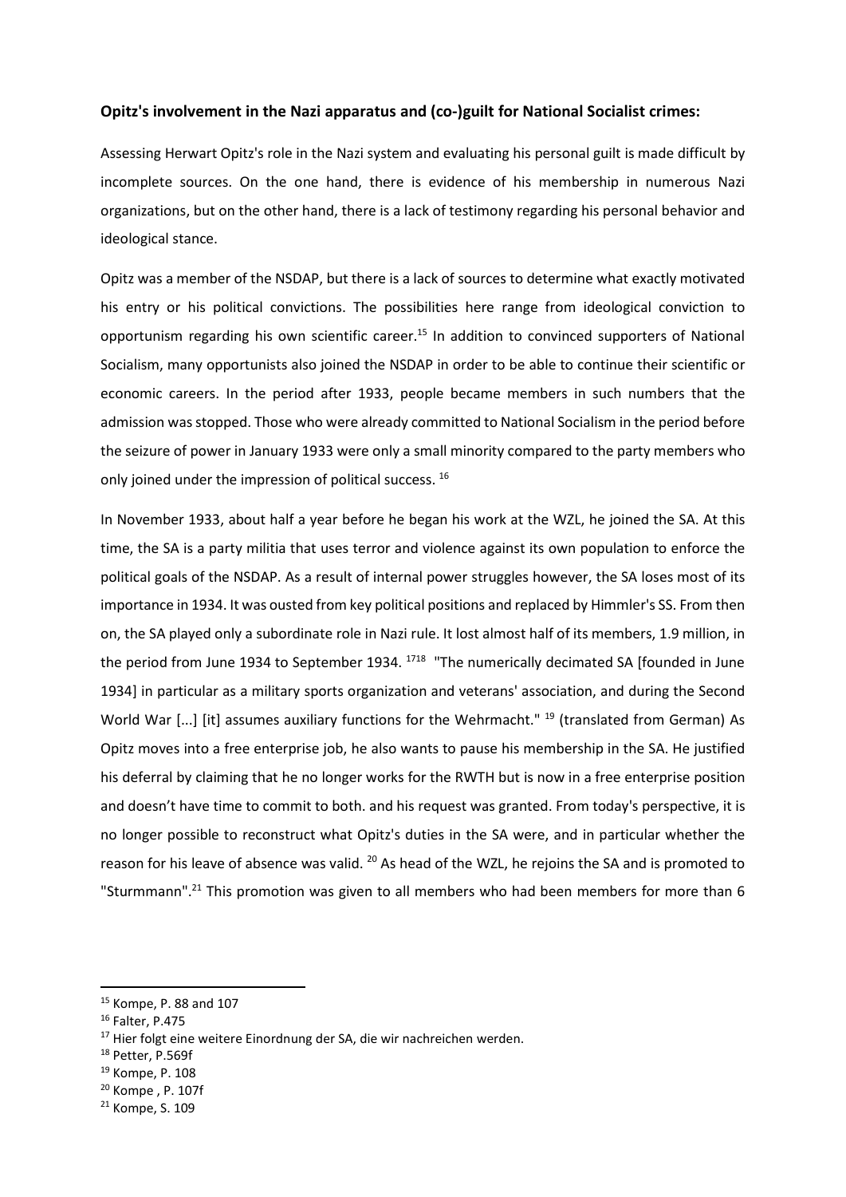**Opitz's involvement in the Nazi apparatus and (co-)guilt for National Socialist crimes:**

Assessing Herwart Opitz's role in the Nazi system and evaluating his personal guilt is made difficult by incomplete sources. On the one hand, there is evidence of his membership in numerous Nazi organizations, but on the other hand, there is a lack of testimony regarding his personal behavior and ideological stance.

Opitz was a member of the NSDAP, but there is a lack of sources to determine what exactly motivated his entry or his political convictions. The possibilities here range from ideological conviction to opportunism regarding his own scientific career.[15] In addition to convinced supporters of National Socialism, many opportunists also joined the NSDAP in order to be able to continue their scientific or economic careers. In the period after 1933, people became members in such numbers that the admission was stopped. Those who were already committed to National Socialism in the period before the seizure of power in January 1933 were only a small minority compared to the party members who only joined under the impression of political success. [16]

In November 1933, about half a year before he began his work at the WZL, he joined the SA. At this time, the SA is a party militia that uses terror and violence against its own population to enforce the political goals of the NSDAP. As a result of internal power struggles however, the SA loses most of its importance in 1934. It was ousted from key political positions and replaced by Himmler's SS. From then on, the SA played only a subordinate role in Nazi rule. It lost almost half of its members, 1.9 million, in the period from June 1934 to September 1934. [17][18] "The numerically decimated SA [founded in June 1934] in particular as a military sports organization and veterans' association, and during the Second World War [...] [it] assumes auxiliary functions for the Wehrmacht." [19] (translated from German) As Opitz moves into a free enterprise job, he also wants to pause his membership in the SA. He justified his deferral by claiming that he no longer works for the RWTH but is now in a free enterprise position and doesn't have time to commit to both. and his request was granted. From today's perspective, it is no longer possible to reconstruct what Opitz's duties in the SA were, and in particular whether the reason for his leave of absence was valid. [20] As head of the WZL, he rejoins the SA and is promoted to "Sturmmann".[21] This promotion was given to all members who had been members for more than 6

---

[15] Kompe, P. 88 and 107

[16] Falter, P.475

[17] Hier folgt eine weitere Einordnung der SA, die wir nachreichen werden.

[18] Petter, P.569f

[19] Kompe, P. 108

[20] Kompe , P. 107f

[21] Kompe, S. 109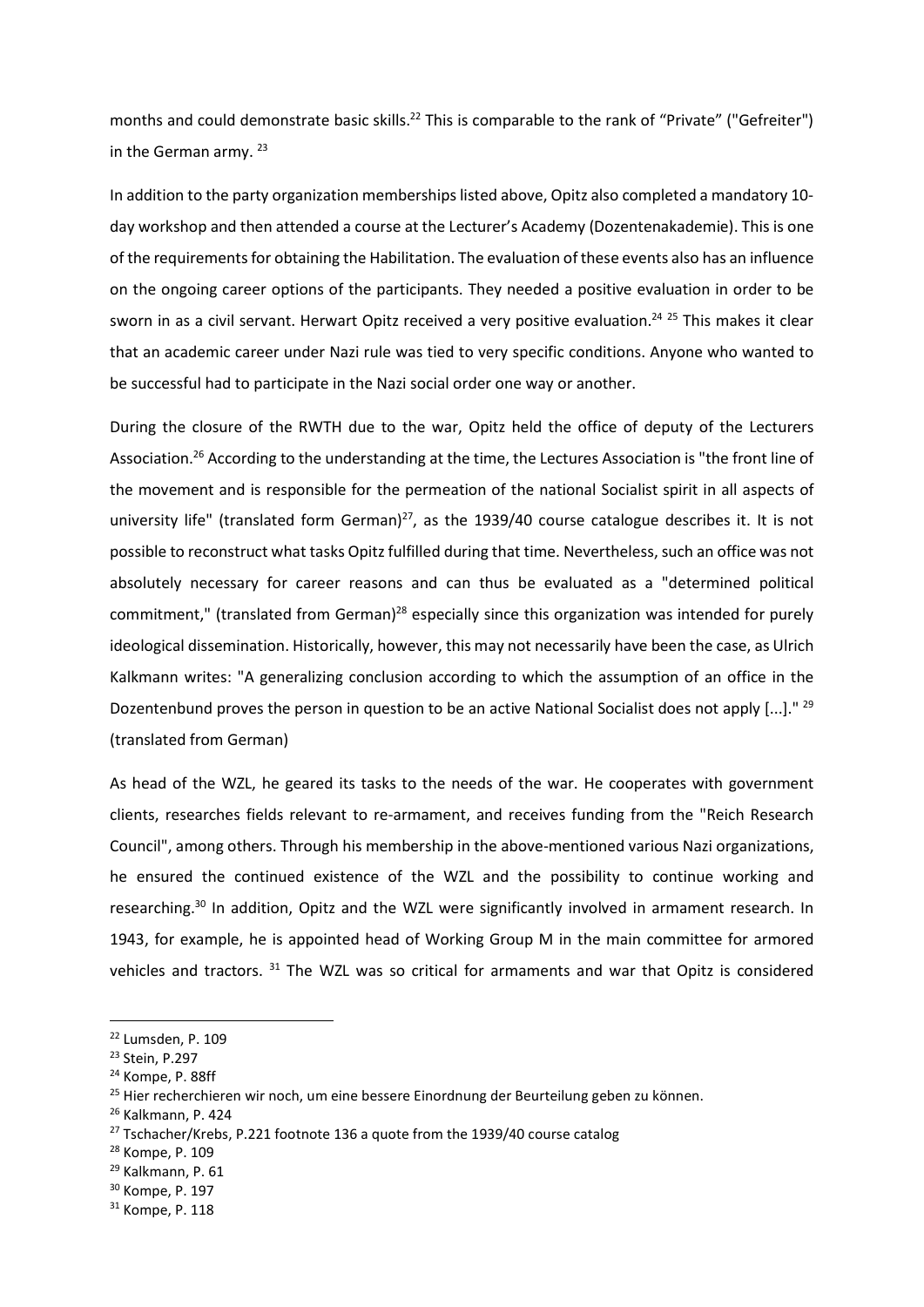months and could demonstrate basic skills.[22] This is comparable to the rank of "Private" ("Gefreiter") in the German army. [23]

In addition to the party organization memberships listed above, Opitz also completed a mandatory 10-day workshop and then attended a course at the Lecturer's Academy (Dozentenakademie). This is one of the requirements for obtaining the Habilitation. The evaluation of these events also has an influence on the ongoing career options of the participants. They needed a positive evaluation in order to be sworn in as a civil servant. Herwart Opitz received a very positive evaluation.[24] [25] This makes it clear that an academic career under Nazi rule was tied to very specific conditions. Anyone who wanted to be successful had to participate in the Nazi social order one way or another.

During the closure of the RWTH due to the war, Opitz held the office of deputy of the Lecturers Association.[26] According to the understanding at the time, the Lectures Association is "the front line of the movement and is responsible for the permeation of the national Socialist spirit in all aspects of university life" (translated form German)[27], as the 1939/40 course catalogue describes it. It is not possible to reconstruct what tasks Opitz fulfilled during that time. Nevertheless, such an office was not absolutely necessary for career reasons and can thus be evaluated as a "determined political commitment," (translated from German)[28] especially since this organization was intended for purely ideological dissemination. Historically, however, this may not necessarily have been the case, as Ulrich Kalkmann writes: "A generalizing conclusion according to which the assumption of an office in the Dozentenbund proves the person in question to be an active National Socialist does not apply [...]." [29] (translated from German)

As head of the WZL, he geared its tasks to the needs of the war. He cooperates with government clients, researches fields relevant to re-armament, and receives funding from the "Reich Research Council", among others. Through his membership in the above-mentioned various Nazi organizations, he ensured the continued existence of the WZL and the possibility to continue working and researching.[30] In addition, Opitz and the WZL were significantly involved in armament research. In 1943, for example, he is appointed head of Working Group M in the main committee for armored vehicles and tractors. [31] The WZL was so critical for armaments and war that Opitz is considered

---

[22] Lumsden, P. 109

[23] Stein, P.297

[24] Kompe, P. 88ff

[25] Hier recherchieren wir noch, um eine bessere Einordnung der Beurteilung geben zu können.

[26] Kalkmann, P. 424

[27] Tschacher/Krebs, P.221 footnote 136 a quote from the 1939/40 course catalog

[28] Kompe, P. 109

[29] Kalkmann, P. 61

[30] Kompe, P. 197

[31] Kompe, P. 118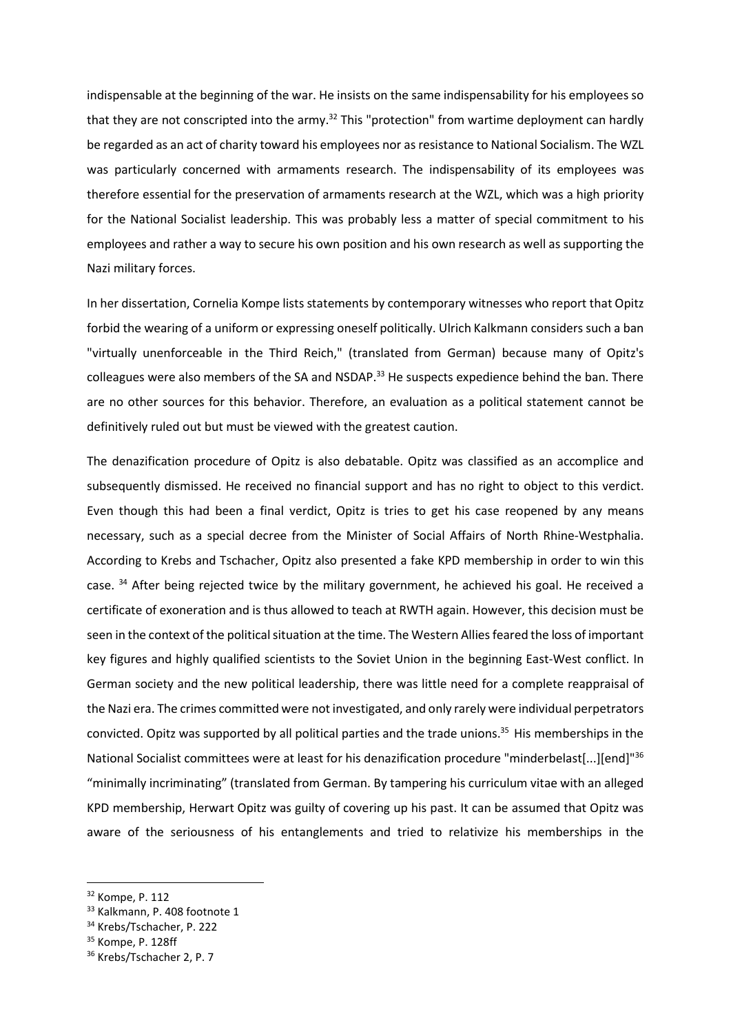indispensable at the beginning of the war. He insists on the same indispensability for his employees so that they are not conscripted into the army.[32] This "protection" from wartime deployment can hardly be regarded as an act of charity toward his employees nor as resistance to National Socialism. The WZL was particularly concerned with armaments research. The indispensability of its employees was therefore essential for the preservation of armaments research at the WZL, which was a high priority for the National Socialist leadership. This was probably less a matter of special commitment to his employees and rather a way to secure his own position and his own research as well as supporting the Nazi military forces.

In her dissertation, Cornelia Kompe lists statements by contemporary witnesses who report that Opitz forbid the wearing of a uniform or expressing oneself politically. Ulrich Kalkmann considers such a ban "virtually unenforceable in the Third Reich," (translated from German) because many of Opitz's colleagues were also members of the SA and NSDAP.[33] He suspects expedience behind the ban. There are no other sources for this behavior. Therefore, an evaluation as a political statement cannot be definitively ruled out but must be viewed with the greatest caution.

The denazification procedure of Opitz is also debatable. Opitz was classified as an accomplice and subsequently dismissed. He received no financial support and has no right to object to this verdict. Even though this had been a final verdict, Opitz is tries to get his case reopened by any means necessary, such as a special decree from the Minister of Social Affairs of North Rhine-Westphalia. According to Krebs and Tschacher, Opitz also presented a fake KPD membership in order to win this case. [34] After being rejected twice by the military government, he achieved his goal. He received a certificate of exoneration and is thus allowed to teach at RWTH again. However, this decision must be seen in the context of the political situation at the time. The Western Allies feared the loss of important key figures and highly qualified scientists to the Soviet Union in the beginning East-West conflict. In German society and the new political leadership, there was little need for a complete reappraisal of the Nazi era. The crimes committed were not investigated, and only rarely were individual perpetrators convicted. Opitz was supported by all political parties and the trade unions.[35] His memberships in the National Socialist committees were at least for his denazification procedure "minderbelast[...][end]"[36] “minimally incriminating” (translated from German. By tampering his curriculum vitae with an alleged KPD membership, Herwart Opitz was guilty of covering up his past. It can be assumed that Opitz was aware of the seriousness of his entanglements and tried to relativize his memberships in the

[32] Kompe, P. 112

[33] Kalkmann, P. 408 footnote 1

[34] Krebs/Tschacher, P. 222

[35] Kompe, P. 128ff

[36] Krebs/Tschacher 2, P. 7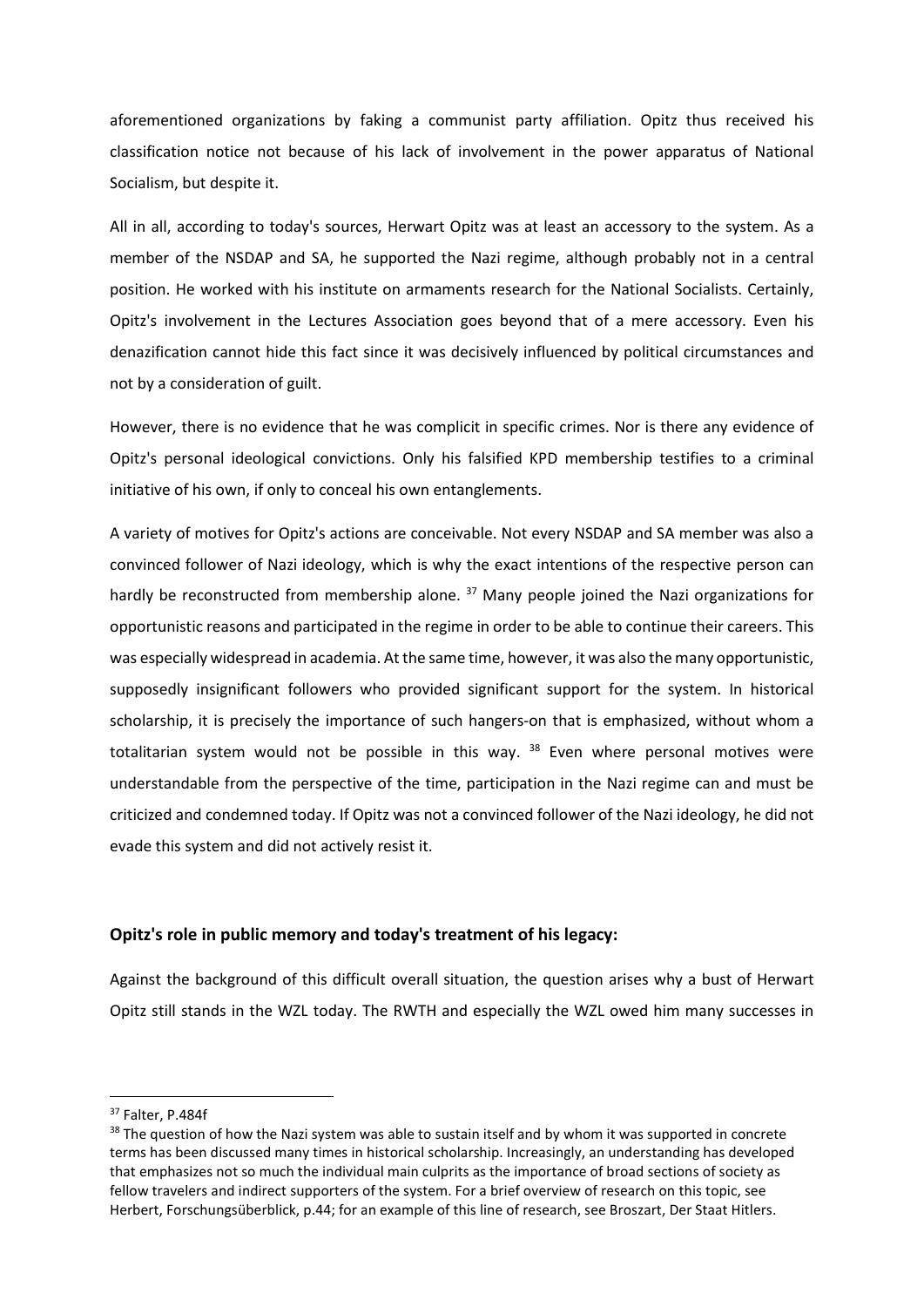aforementioned organizations by faking a communist party affiliation. Opitz thus received his classification notice not because of his lack of involvement in the power apparatus of National Socialism, but despite it.

All in all, according to today's sources, Herwart Opitz was at least an accessory to the system. As a member of the NSDAP and SA, he supported the Nazi regime, although probably not in a central position. He worked with his institute on armaments research for the National Socialists. Certainly, Opitz's involvement in the Lectures Association goes beyond that of a mere accessory. Even his denazification cannot hide this fact since it was decisively influenced by political circumstances and not by a consideration of guilt.

However, there is no evidence that he was complicit in specific crimes. Nor is there any evidence of Opitz's personal ideological convictions. Only his falsified KPD membership testifies to a criminal initiative of his own, if only to conceal his own entanglements.

A variety of motives for Opitz's actions are conceivable. Not every NSDAP and SA member was also a convinced follower of Nazi ideology, which is why the exact intentions of the respective person can hardly be reconstructed from membership alone. [37] Many people joined the Nazi organizations for opportunistic reasons and participated in the regime in order to be able to continue their careers. This was especially widespread in academia. At the same time, however, it was also the many opportunistic, supposedly insignificant followers who provided significant support for the system. In historical scholarship, it is precisely the importance of such hangers-on that is emphasized, without whom a totalitarian system would not be possible in this way. [38] Even where personal motives were understandable from the perspective of the time, participation in the Nazi regime can and must be criticized and condemned today. If Opitz was not a convinced follower of the Nazi ideology, he did not evade this system and did not actively resist it.

## Opitz's role in public memory and today's treatment of his legacy:

Against the background of this difficult overall situation, the question arises why a bust of Herwart Opitz still stands in the WZL today. The RWTH and especially the WZL owed him many successes in

---

[37] Falter, P.484f

[38] The question of how the Nazi system was able to sustain itself and by whom it was supported in concrete terms has been discussed many times in historical scholarship. Increasingly, an understanding has developed that emphasizes not so much the individual main culprits as the importance of broad sections of society as fellow travelers and indirect supporters of the system. For a brief overview of research on this topic, see Herbert, Forschungsüberblick, p.44; for an example of this line of research, see Broszart, Der Staat Hitlers.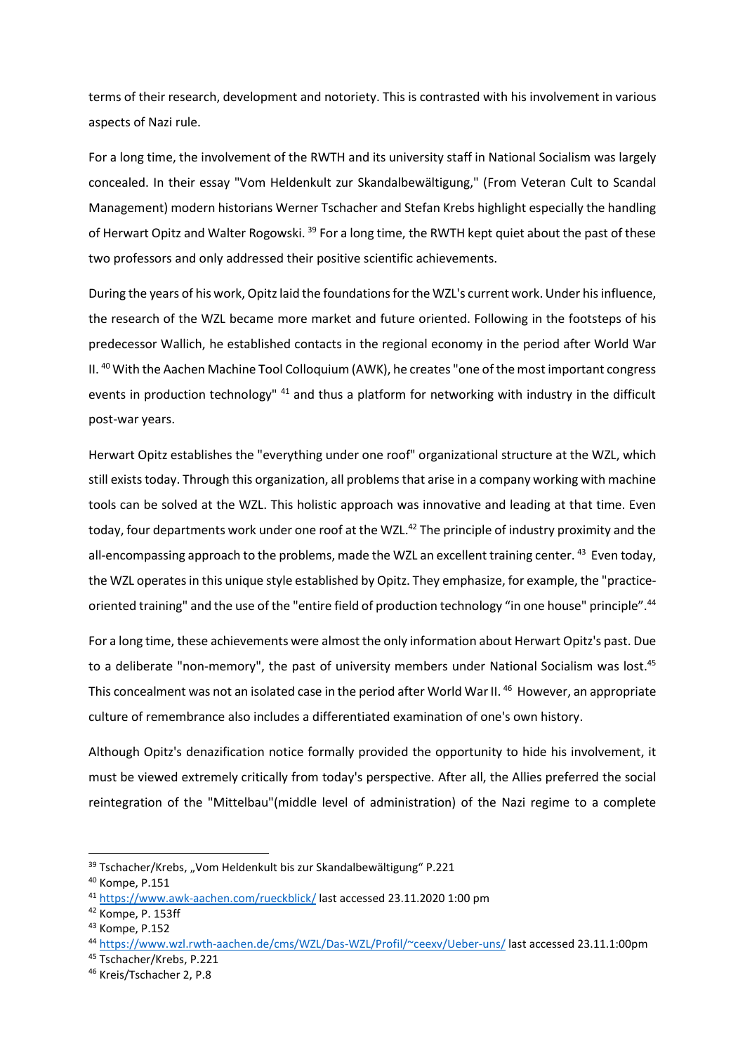terms of their research, development and notoriety. This is contrasted with his involvement in various aspects of Nazi rule.

For a long time, the involvement of the RWTH and its university staff in National Socialism was largely concealed. In their essay "Vom Heldenkult zur Skandalbewältigung," (From Veteran Cult to Scandal Management) modern historians Werner Tschacher and Stefan Krebs highlight especially the handling of Herwart Opitz and Walter Rogowski. [39] For a long time, the RWTH kept quiet about the past of these two professors and only addressed their positive scientific achievements.

During the years of his work, Opitz laid the foundations for the WZL's current work. Under his influence, the research of the WZL became more market and future oriented. Following in the footsteps of his predecessor Wallich, he established contacts in the regional economy in the period after World War II. [40] With the Aachen Machine Tool Colloquium (AWK), he creates "one of the most important congress events in production technology" [41] and thus a platform for networking with industry in the difficult post-war years.

Herwart Opitz establishes the "everything under one roof" organizational structure at the WZL, which still exists today. Through this organization, all problems that arise in a company working with machine tools can be solved at the WZL. This holistic approach was innovative and leading at that time. Even today, four departments work under one roof at the WZL.[42] The principle of industry proximity and the all-encompassing approach to the problems, made the WZL an excellent training center. [43] Even today, the WZL operates in this unique style established by Opitz. They emphasize, for example, the "practice-oriented training" and the use of the "entire field of production technology "in one house" principle".[44]

For a long time, these achievements were almost the only information about Herwart Opitz's past. Due to a deliberate "non-memory", the past of university members under National Socialism was lost.[45] This concealment was not an isolated case in the period after World War II. [46] However, an appropriate culture of remembrance also includes a differentiated examination of one's own history.

Although Opitz's denazification notice formally provided the opportunity to hide his involvement, it must be viewed extremely critically from today's perspective. After all, the Allies preferred the social reintegration of the "Mittelbau"(middle level of administration) of the Nazi regime to a complete

---

[39] Tschacher/Krebs, „Vom Heldenkult bis zur Skandalbewältigung" P.221

[40] Kompe, P.151

[41] https://www.awk-aachen.com/rueckblick/ last accessed 23.11.2020 1:00 pm

[42] Kompe, P. 153ff

[43] Kompe, P.152

[44] https://www.wzl.rwth-aachen.de/cms/WZL/Das-WZL/Profil/~ceexv/Ueber-uns/ last accessed 23.11.1:00pm

[45] Tschacher/Krebs, P.221

[46] Kreis/Tschacher 2, P.8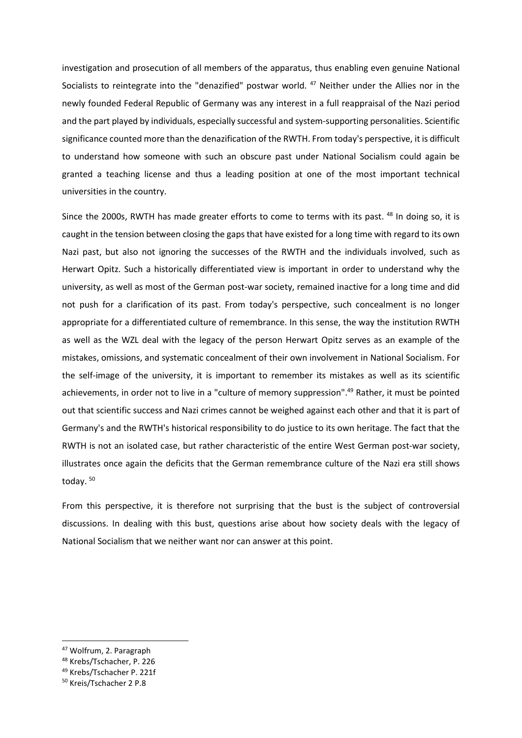investigation and prosecution of all members of the apparatus, thus enabling even genuine National Socialists to reintegrate into the "denazified" postwar world. [47] Neither under the Allies nor in the newly founded Federal Republic of Germany was any interest in a full reappraisal of the Nazi period and the part played by individuals, especially successful and system-supporting personalities. Scientific significance counted more than the denazification of the RWTH. From today's perspective, it is difficult to understand how someone with such an obscure past under National Socialism could again be granted a teaching license and thus a leading position at one of the most important technical universities in the country.

Since the 2000s, RWTH has made greater efforts to come to terms with its past. [48] In doing so, it is caught in the tension between closing the gaps that have existed for a long time with regard to its own Nazi past, but also not ignoring the successes of the RWTH and the individuals involved, such as Herwart Opitz. Such a historically differentiated view is important in order to understand why the university, as well as most of the German post-war society, remained inactive for a long time and did not push for a clarification of its past. From today's perspective, such concealment is no longer appropriate for a differentiated culture of remembrance. In this sense, the way the institution RWTH as well as the WZL deal with the legacy of the person Herwart Opitz serves as an example of the mistakes, omissions, and systematic concealment of their own involvement in National Socialism. For the self-image of the university, it is important to remember its mistakes as well as its scientific achievements, in order not to live in a "culture of memory suppression".[49] Rather, it must be pointed out that scientific success and Nazi crimes cannot be weighed against each other and that it is part of Germany's and the RWTH's historical responsibility to do justice to its own heritage. The fact that the RWTH is not an isolated case, but rather characteristic of the entire West German post-war society, illustrates once again the deficits that the German remembrance culture of the Nazi era still shows today. [50]

From this perspective, it is therefore not surprising that the bust is the subject of controversial discussions. In dealing with this bust, questions arise about how society deals with the legacy of National Socialism that we neither want nor can answer at this point.

---

[47] Wolfrum, 2. Paragraph

[48] Krebs/Tschacher, P. 226

[49] Krebs/Tschacher P. 221f

[50] Kreis/Tschacher 2 P.8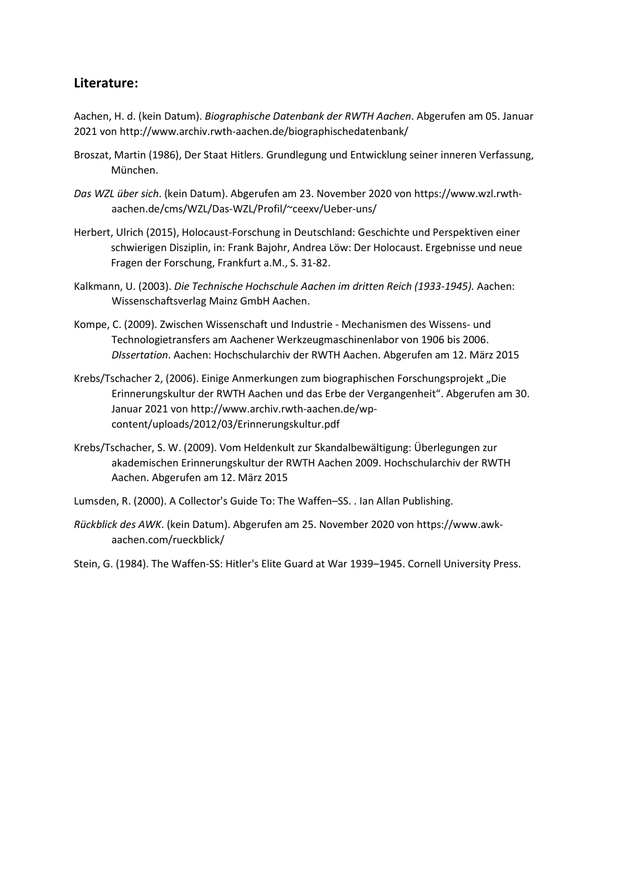## Literature:

Aachen, H. d. (kein Datum). *Biographische Datenbank der RWTH Aachen*. Abgerufen am 05. Januar 2021 von http://www.archiv.rwth-aachen.de/biographischedatenbank/

Broszat, Martin (1986), Der Staat Hitlers. Grundlegung und Entwicklung seiner inneren Verfassung, München.

*Das WZL über sich*. (kein Datum). Abgerufen am 23. November 2020 von https://www.wzl.rwth-aachen.de/cms/WZL/Das-WZL/Profil/~ceexv/Ueber-uns/

Herbert, Ulrich (2015), Holocaust-Forschung in Deutschland: Geschichte und Perspektiven einer schwierigen Disziplin, in: Frank Bajohr, Andrea Löw: Der Holocaust. Ergebnisse und neue Fragen der Forschung, Frankfurt a.M., S. 31-82.

Kalkmann, U. (2003). *Die Technische Hochschule Aachen im dritten Reich (1933-1945).* Aachen: Wissenschaftsverlag Mainz GmbH Aachen.

Kompe, C. (2009). Zwischen Wissenschaft und Industrie - Mechanismen des Wissens- und Technologietransfers am Aachener Werkzeugmaschinenlabor von 1906 bis 2006. *DIssertation*. Aachen: Hochschularchiv der RWTH Aachen. Abgerufen am 12. März 2015

Krebs/Tschacher 2, (2006). Einige Anmerkungen zum biographischen Forschungsprojekt „Die Erinnerungskultur der RWTH Aachen und das Erbe der Vergangenheit". Abgerufen am 30. Januar 2021 von http://www.archiv.rwth-aachen.de/wp-content/uploads/2012/03/Erinnerungskultur.pdf

Krebs/Tschacher, S. W. (2009). Vom Heldenkult zur Skandalbewältigung: Überlegungen zur akademischen Erinnerungskultur der RWTH Aachen 2009. Hochschularchiv der RWTH Aachen. Abgerufen am 12. März 2015

Lumsden, R. (2000). A Collector's Guide To: The Waffen–SS. . Ian Allan Publishing.

*Rückblick des AWK*. (kein Datum). Abgerufen am 25. November 2020 von https://www.awk-aachen.com/rueckblick/

Stein, G. (1984). The Waffen-SS: Hitler's Elite Guard at War 1939–1945. Cornell University Press.